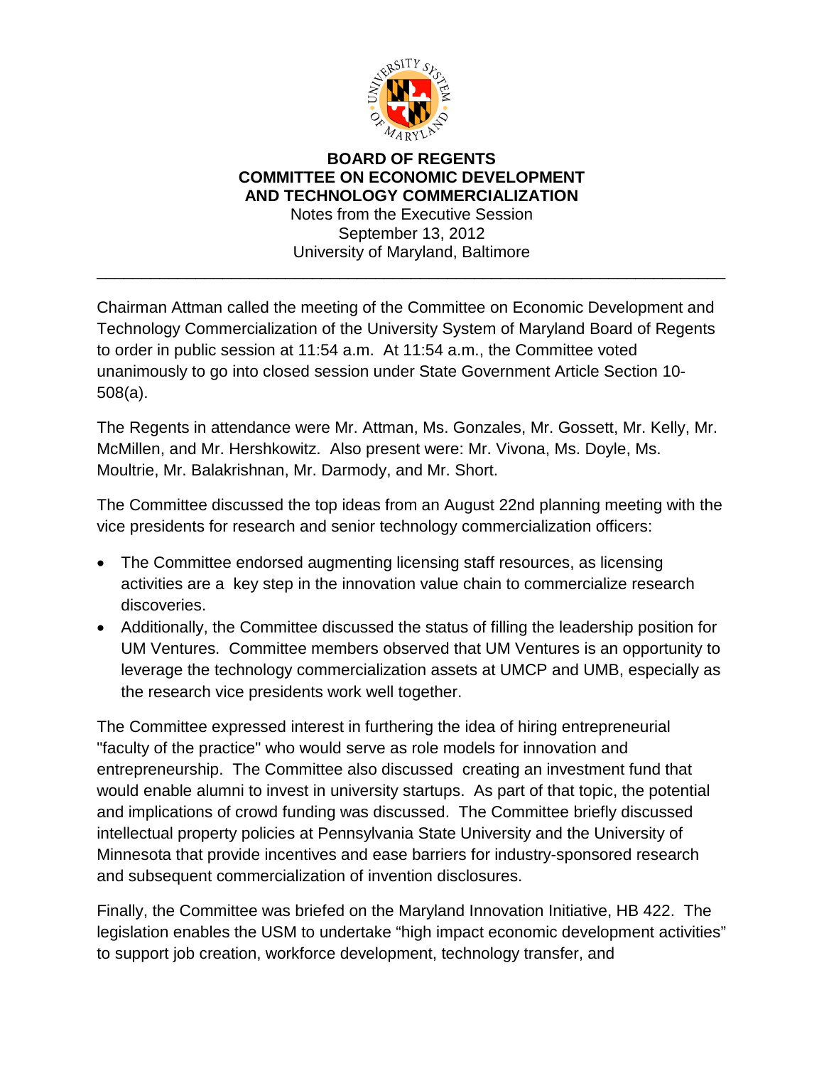**BOARD OF REGENTS**
**COMMITTEE ON ECONOMIC DEVELOPMENT AND TECHNOLOGY COMMERCIALIZATION**

Notes from the Executive Session
September 13, 2012
University of Maryland, Baltimore

---

Chairman Attman called the meeting of the Committee on Economic Development and Technology Commercialization of the University System of Maryland Board of Regents to order in public session at 11:54 a.m. At 11:54 a.m., the Committee voted unanimously to go into closed session under State Government Article Section 10-508(a).

The Regents in attendance were Mr. Attman, Ms. Gonzales, Mr. Gossett, Mr. Kelly, Mr. McMillen, and Mr. Hershkowitz. Also present were: Mr. Vivona, Ms. Doyle, Ms. Moultrie, Mr. Balakrishnan, Mr. Darmody, and Mr. Short.

The Committee discussed the top ideas from an August 22nd planning meeting with the vice presidents for research and senior technology commercialization officers:

- The Committee endorsed augmenting licensing staff resources, as licensing activities are a key step in the innovation value chain to commercialize research discoveries.
- Additionally, the Committee discussed the status of filling the leadership position for UM Ventures. Committee members observed that UM Ventures is an opportunity to leverage the technology commercialization assets at UMCP and UMB, especially as the research vice presidents work well together.

The Committee expressed interest in furthering the idea of hiring entrepreneurial "faculty of the practice" who would serve as role models for innovation and entrepreneurship. The Committee also discussed creating an investment fund that would enable alumni to invest in university startups. As part of that topic, the potential and implications of crowd funding was discussed. The Committee briefly discussed intellectual property policies at Pennsylvania State University and the University of Minnesota that provide incentives and ease barriers for industry-sponsored research and subsequent commercialization of invention disclosures.

Finally, the Committee was briefed on the Maryland Innovation Initiative, HB 422. The legislation enables the USM to undertake "high impact economic development activities" to support job creation, workforce development, technology transfer, and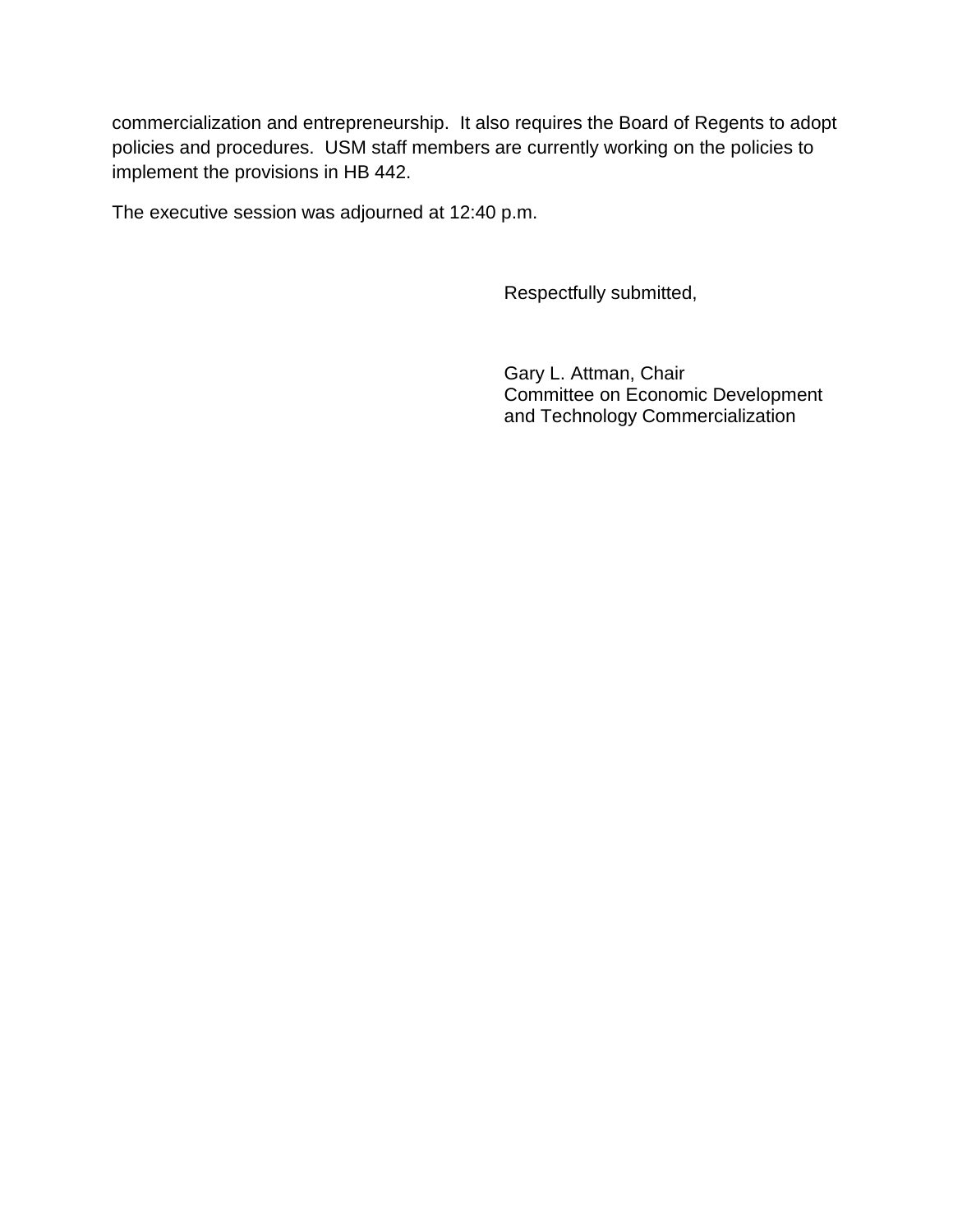commercialization and entrepreneurship. It also requires the Board of Regents to adopt policies and procedures. USM staff members are currently working on the policies to implement the provisions in HB 442.

The executive session was adjourned at 12:40 p.m.

Respectfully submitted,

Gary L. Attman, Chair
Committee on Economic Development
and Technology Commercialization